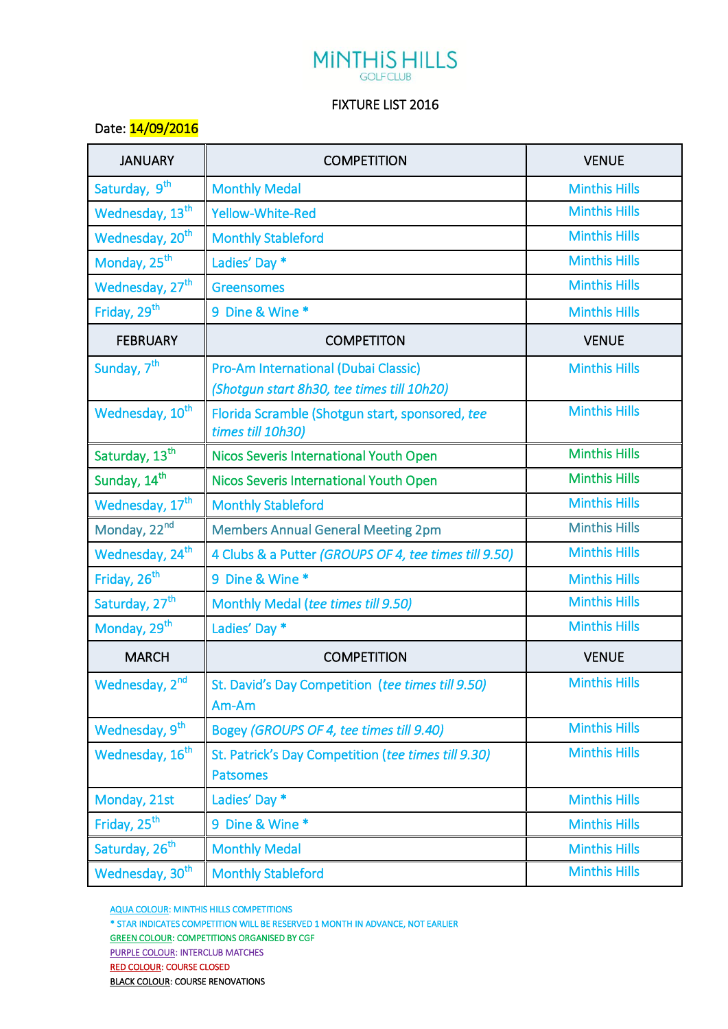# MiNTHiS HILLS

GOLF CLUB

FIXTURE LIST 2016

Date: 14/09/2016

| JANUARY | COMPETITION | VENUE |
|---|---|---|
| Saturday, 9th | Monthly Medal | Minthis Hills |
| Wednesday, 13th | Yellow-White-Red | Minthis Hills |
| Wednesday, 20th | Monthly Stableford | Minthis Hills |
| Monday, 25th | Ladies' Day * | Minthis Hills |
| Wednesday, 27th | Greensomes | Minthis Hills |
| Friday, 29th | 9 Dine & Wine * | Minthis Hills |
| **FEBRUARY** | **COMPETITON** | **VENUE** |
| Sunday, 7th | Pro-Am International (Dubai Classic) *(Shotgun start 8h30, tee times till 10h20)* | Minthis Hills |
| Wednesday, 10th | Florida Scramble (Shotgun start, sponsored, *tee times till 10h30)* | Minthis Hills |
| Saturday, 13th | Nicos Severis International Youth Open | Minthis Hills |
| Sunday, 14th | Nicos Severis International Youth Open | Minthis Hills |
| Wednesday, 17th | Monthly Stableford | Minthis Hills |
| Monday, 22nd | Members Annual General Meeting 2pm | Minthis Hills |
| Wednesday, 24th | 4 Clubs & a Putter *(GROUPS OF 4, tee times till 9.50)* | Minthis Hills |
| Friday, 26th | 9 Dine & Wine * | Minthis Hills |
| Saturday, 27th | Monthly Medal (*tee times till 9.50)* | Minthis Hills |
| Monday, 29th | Ladies' Day * | Minthis Hills |
| **MARCH** | **COMPETITION** | **VENUE** |
| Wednesday, 2nd | St. David's Day Competition (*tee times till 9.50)* Am-Am | Minthis Hills |
| Wednesday, 9th | Bogey *(GROUPS OF 4, tee times till 9.40)* | Minthis Hills |
| Wednesday, 16th | St. Patrick's Day Competition (*tee times till 9.30)* Patsomes | Minthis Hills |
| Monday, 21st | Ladies' Day * | Minthis Hills |
| Friday, 25th | 9 Dine & Wine * | Minthis Hills |
| Saturday, 26th | Monthly Medal | Minthis Hills |
| Wednesday, 30th | Monthly Stableford | Minthis Hills |

AQUA COLOUR: MINTHIS HILLS COMPETITIONS

* STAR INDICATES COMPETITION WILL BE RESERVED 1 MONTH IN ADVANCE, NOT EARLIER

GREEN COLOUR: COMPETITIONS ORGANISED BY CGF

PURPLE COLOUR: INTERCLUB MATCHES

RED COLOUR: COURSE CLOSED

BLACK COLOUR: COURSE RENOVATIONS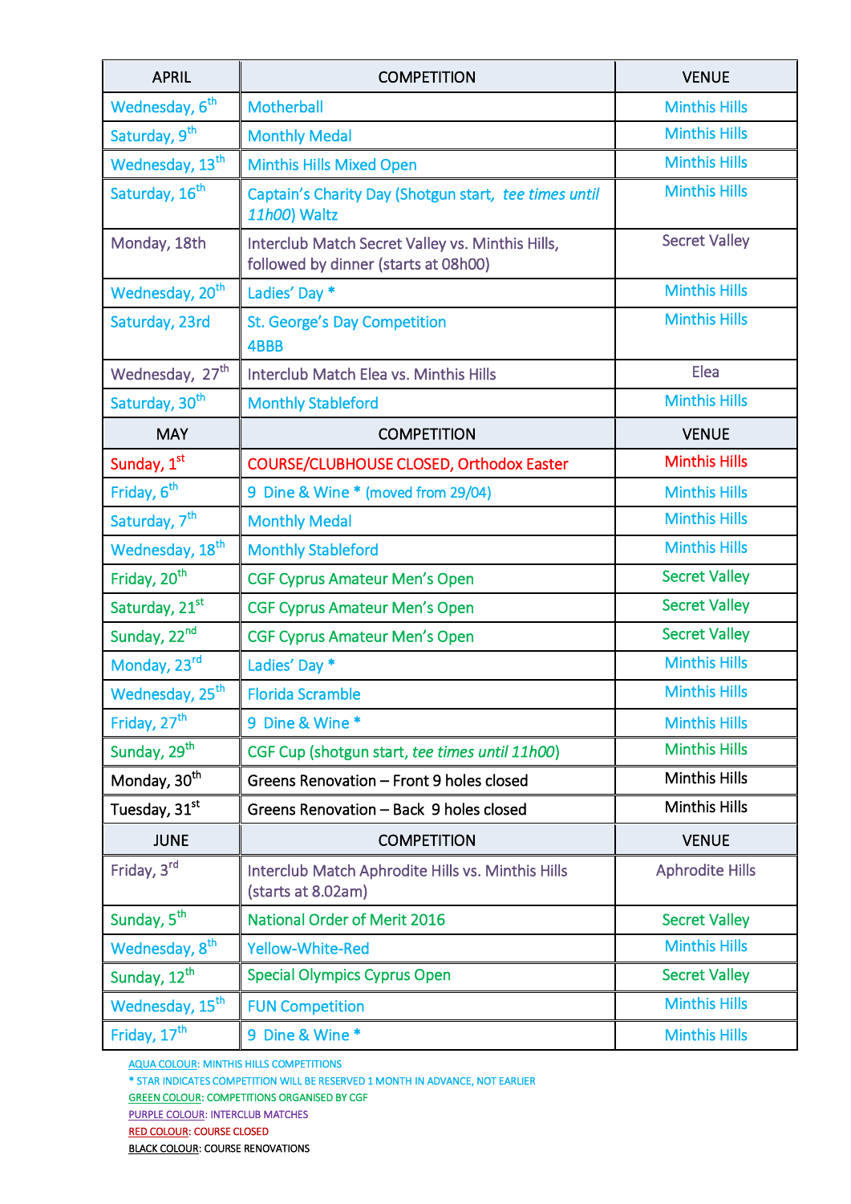| APRIL | COMPETITION | VENUE |
|---|---|---|
| Wednesday, 6th | Motherball | Minthis Hills |
| Saturday, 9th | Monthly Medal | Minthis Hills |
| Wednesday, 13th | Minthis Hills Mixed Open | Minthis Hills |
| Saturday, 16th | Captain's Charity Day (Shotgun start, *tee times until 11h00*) Waltz | Minthis Hills |
| Monday, 18th | Interclub Match Secret Valley vs. Minthis Hills, followed by dinner (starts at 08h00) | Secret Valley |
| Wednesday, 20th | Ladies' Day * | Minthis Hills |
| Saturday, 23rd | St. George's Day Competition 4BBB | Minthis Hills |
| Wednesday, 27th | Interclub Match Elea vs. Minthis Hills | Elea |
| Saturday, 30th | Monthly Stableford | Minthis Hills |
| **MAY** | **COMPETITION** | **VENUE** |
| Sunday, 1st | COURSE/CLUBHOUSE CLOSED, Orthodox Easter | Minthis Hills |
| Friday, 6th | 9 Dine & Wine * (moved from 29/04) | Minthis Hills |
| Saturday, 7th | Monthly Medal | Minthis Hills |
| Wednesday, 18th | Monthly Stableford | Minthis Hills |
| Friday, 20th | CGF Cyprus Amateur Men's Open | Secret Valley |
| Saturday, 21st | CGF Cyprus Amateur Men's Open | Secret Valley |
| Sunday, 22nd | CGF Cyprus Amateur Men's Open | Secret Valley |
| Monday, 23rd | Ladies' Day * | Minthis Hills |
| Wednesday, 25th | Florida Scramble | Minthis Hills |
| Friday, 27th | 9 Dine & Wine * | Minthis Hills |
| Sunday, 29th | CGF Cup (shotgun start, *tee times until 11h00*) | Minthis Hills |
| Monday, 30th | Greens Renovation – Front 9 holes closed | Minthis Hills |
| Tuesday, 31st | Greens Renovation – Back 9 holes closed | Minthis Hills |
| **JUNE** | **COMPETITION** | **VENUE** |
| Friday, 3rd | Interclub Match Aphrodite Hills vs. Minthis Hills (starts at 8.02am) | Aphrodite Hills |
| Sunday, 5th | National Order of Merit 2016 | Secret Valley |
| Wednesday, 8th | Yellow-White-Red | Minthis Hills |
| Sunday, 12th | Special Olympics Cyprus Open | Secret Valley |
| Wednesday, 15th | FUN Competition | Minthis Hills |
| Friday, 17th | 9 Dine & Wine * | Minthis Hills |

AQUA COLOUR: MINTHIS HILLS COMPETITIONS

* STAR INDICATES COMPETITION WILL BE RESERVED 1 MONTH IN ADVANCE, NOT EARLIER

GREEN COLOUR: COMPETITIONS ORGANISED BY CGF

PURPLE COLOUR: INTERCLUB MATCHES

RED COLOUR: COURSE CLOSED

BLACK COLOUR: COURSE RENOVATIONS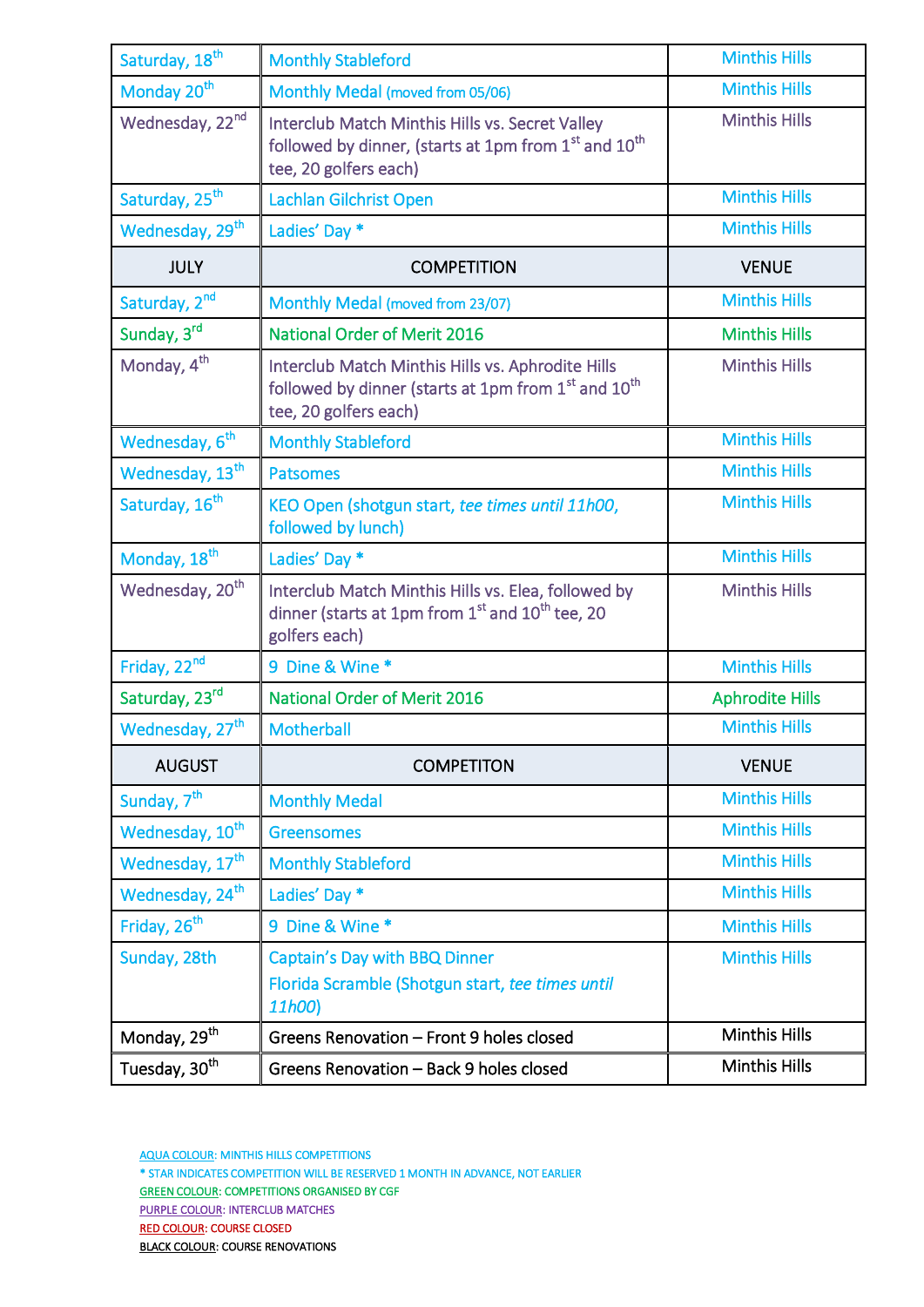| | | |
|---|---|---|
| Saturday, 18th | Monthly Stableford | Minthis Hills |
| Monday 20th | Monthly Medal (moved from 05/06) | Minthis Hills |
| Wednesday, 22nd | Interclub Match Minthis Hills vs. Secret Valley followed by dinner, (starts at 1pm from 1st and 10th tee, 20 golfers each) | Minthis Hills |
| Saturday, 25th | Lachlan Gilchrist Open | Minthis Hills |
| Wednesday, 29th | Ladies' Day * | Minthis Hills |
| **JULY** | **COMPETITION** | **VENUE** |
| Saturday, 2nd | Monthly Medal (moved from 23/07) | Minthis Hills |
| Sunday, 3rd | National Order of Merit 2016 | Minthis Hills |
| Monday, 4th | Interclub Match Minthis Hills vs. Aphrodite Hills followed by dinner (starts at 1pm from 1st and 10th tee, 20 golfers each) | Minthis Hills |
| Wednesday, 6th | Monthly Stableford | Minthis Hills |
| Wednesday, 13th | Patsomes | Minthis Hills |
| Saturday, 16th | KEO Open (shotgun start, *tee times until 11h00*, followed by lunch) | Minthis Hills |
| Monday, 18th | Ladies' Day * | Minthis Hills |
| Wednesday, 20th | Interclub Match Minthis Hills vs. Elea, followed by dinner (starts at 1pm from 1st and 10th tee, 20 golfers each) | Minthis Hills |
| Friday, 22nd | 9 Dine & Wine * | Minthis Hills |
| Saturday, 23rd | National Order of Merit 2016 | Aphrodite Hills |
| Wednesday, 27th | Motherball | Minthis Hills |
| **AUGUST** | **COMPETITON** | **VENUE** |
| Sunday, 7th | Monthly Medal | Minthis Hills |
| Wednesday, 10th | Greensomes | Minthis Hills |
| Wednesday, 17th | Monthly Stableford | Minthis Hills |
| Wednesday, 24th | Ladies' Day * | Minthis Hills |
| Friday, 26th | 9 Dine & Wine * | Minthis Hills |
| Sunday, 28th | Captain's Day with BBQ Dinner<br>Florida Scramble (Shotgun start, *tee times until 11h00*) | Minthis Hills |
| Monday, 29th | Greens Renovation – Front 9 holes closed | Minthis Hills |
| Tuesday, 30th | Greens Renovation – Back 9 holes closed | Minthis Hills |

AQUA COLOUR: MINTHIS HILLS COMPETITIONS
* STAR INDICATES COMPETITION WILL BE RESERVED 1 MONTH IN ADVANCE, NOT EARLIER
GREEN COLOUR: COMPETITIONS ORGANISED BY CGF
PURPLE COLOUR: INTERCLUB MATCHES
RED COLOUR: COURSE CLOSED
BLACK COLOUR: COURSE RENOVATIONS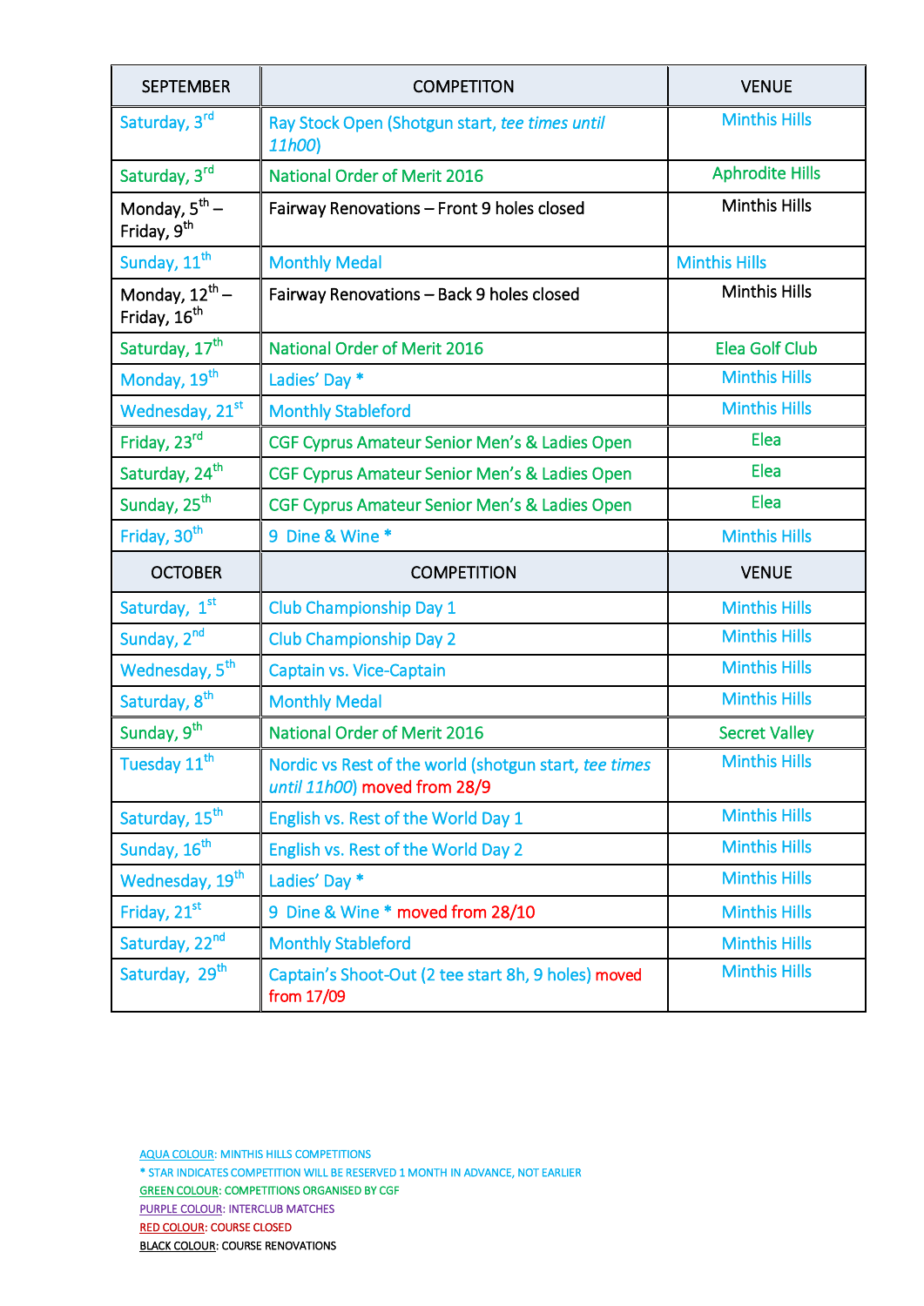| SEPTEMBER | COMPETITON | VENUE |
|---|---|---|
| Saturday, 3rd | Ray Stock Open (Shotgun start, *tee times until 11h00*) | Minthis Hills |
| Saturday, 3rd | National Order of Merit 2016 | Aphrodite Hills |
| Monday, 5th – Friday, 9th | Fairway Renovations – Front 9 holes closed | Minthis Hills |
| Sunday, 11th | Monthly Medal | Minthis Hills |
| Monday, 12th – Friday, 16th | Fairway Renovations – Back 9 holes closed | Minthis Hills |
| Saturday, 17th | National Order of Merit 2016 | Elea Golf Club |
| Monday, 19th | Ladies' Day * | Minthis Hills |
| Wednesday, 21st | Monthly Stableford | Minthis Hills |
| Friday, 23rd | CGF Cyprus Amateur Senior Men's & Ladies Open | Elea |
| Saturday, 24th | CGF Cyprus Amateur Senior Men's & Ladies Open | Elea |
| Sunday, 25th | CGF Cyprus Amateur Senior Men's & Ladies Open | Elea |
| Friday, 30th | 9 Dine & Wine * | Minthis Hills |
| **OCTOBER** | **COMPETITION** | **VENUE** |
| Saturday, 1st | Club Championship Day 1 | Minthis Hills |
| Sunday, 2nd | Club Championship Day 2 | Minthis Hills |
| Wednesday, 5th | Captain vs. Vice-Captain | Minthis Hills |
| Saturday, 8th | Monthly Medal | Minthis Hills |
| Sunday, 9th | National Order of Merit 2016 | Secret Valley |
| Tuesday 11th | Nordic vs Rest of the world (shotgun start, *tee times until 11h00*) moved from 28/9 | Minthis Hills |
| Saturday, 15th | English vs. Rest of the World Day 1 | Minthis Hills |
| Sunday, 16th | English vs. Rest of the World Day 2 | Minthis Hills |
| Wednesday, 19th | Ladies' Day * | Minthis Hills |
| Friday, 21st | 9 Dine & Wine * moved from 28/10 | Minthis Hills |
| Saturday, 22nd | Monthly Stableford | Minthis Hills |
| Saturday, 29th | Captain's Shoot-Out (2 tee start 8h, 9 holes) moved from 17/09 | Minthis Hills |

AQUA COLOUR: MINTHIS HILLS COMPETITIONS
* STAR INDICATES COMPETITION WILL BE RESERVED 1 MONTH IN ADVANCE, NOT EARLIER
GREEN COLOUR: COMPETITIONS ORGANISED BY CGF
PURPLE COLOUR: INTERCLUB MATCHES
RED COLOUR: COURSE CLOSED
BLACK COLOUR: COURSE RENOVATIONS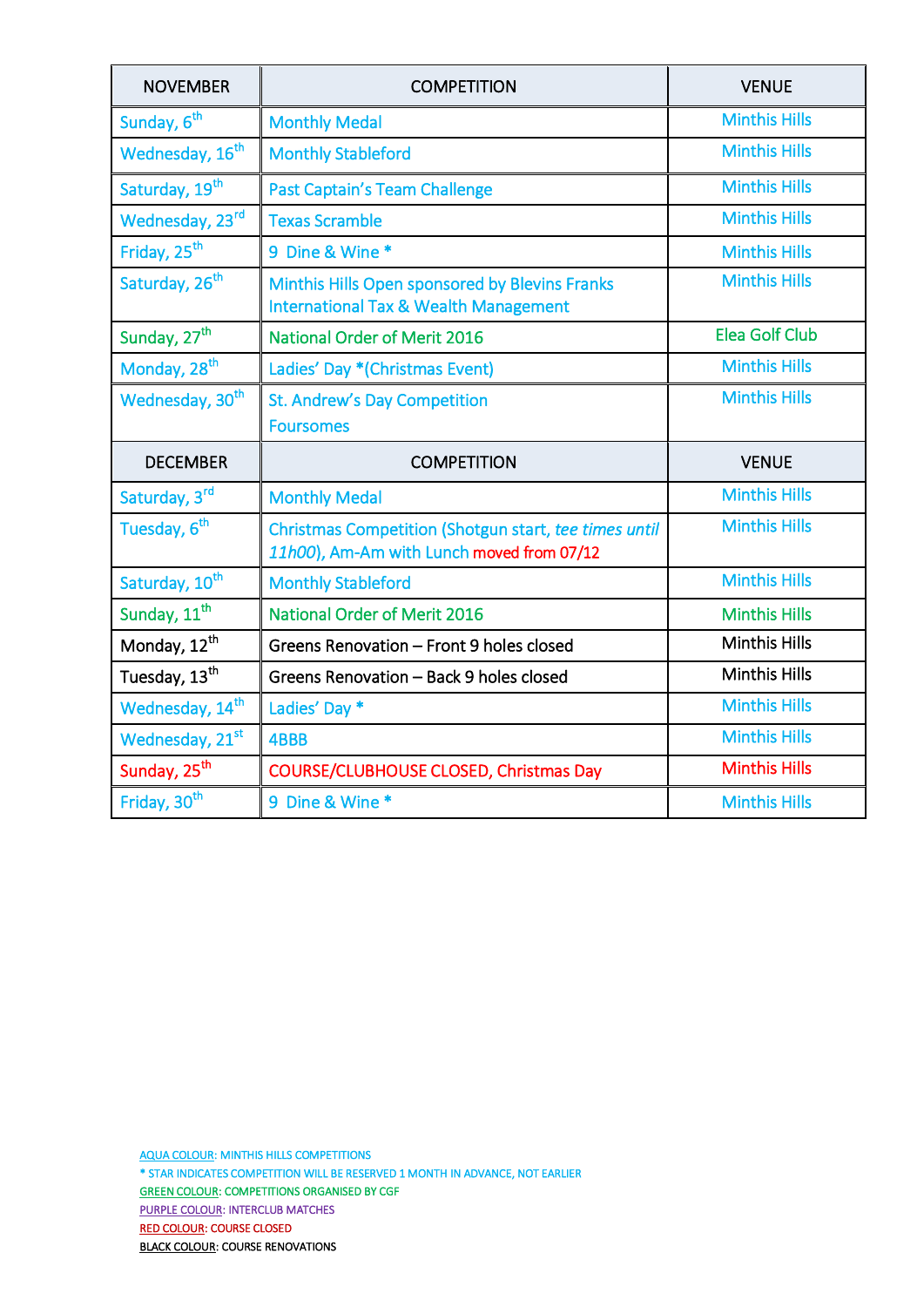| NOVEMBER | COMPETITION | VENUE |
|---|---|---|
| Sunday, 6th | Monthly Medal | Minthis Hills |
| Wednesday, 16th | Monthly Stableford | Minthis Hills |
| Saturday, 19th | Past Captain's Team Challenge | Minthis Hills |
| Wednesday, 23rd | Texas Scramble | Minthis Hills |
| Friday, 25th | 9 Dine & Wine * | Minthis Hills |
| Saturday, 26th | Minthis Hills Open sponsored by Blevins Franks International Tax & Wealth Management | Minthis Hills |
| Sunday, 27th | National Order of Merit 2016 | Elea Golf Club |
| Monday, 28th | Ladies' Day *(Christmas Event) | Minthis Hills |
| Wednesday, 30th | St. Andrew's Day Competition Foursomes | Minthis Hills |
| **DECEMBER** | **COMPETITION** | **VENUE** |
| Saturday, 3rd | Monthly Medal | Minthis Hills |
| Tuesday, 6th | Christmas Competition (Shotgun start, *tee times until 11h00*), Am-Am with Lunch moved from 07/12 | Minthis Hills |
| Saturday, 10th | Monthly Stableford | Minthis Hills |
| Sunday, 11th | National Order of Merit 2016 | Minthis Hills |
| Monday, 12th | Greens Renovation – Front 9 holes closed | Minthis Hills |
| Tuesday, 13th | Greens Renovation – Back 9 holes closed | Minthis Hills |
| Wednesday, 14th | Ladies' Day * | Minthis Hills |
| Wednesday, 21st | 4BBB | Minthis Hills |
| Sunday, 25th | COURSE/CLUBHOUSE CLOSED, Christmas Day | Minthis Hills |
| Friday, 30th | 9 Dine & Wine * | Minthis Hills |

AQUA COLOUR: MINTHIS HILLS COMPETITIONS
* STAR INDICATES COMPETITION WILL BE RESERVED 1 MONTH IN ADVANCE, NOT EARLIER
GREEN COLOUR: COMPETITIONS ORGANISED BY CGF
PURPLE COLOUR: INTERCLUB MATCHES
RED COLOUR: COURSE CLOSED
BLACK COLOUR: COURSE RENOVATIONS